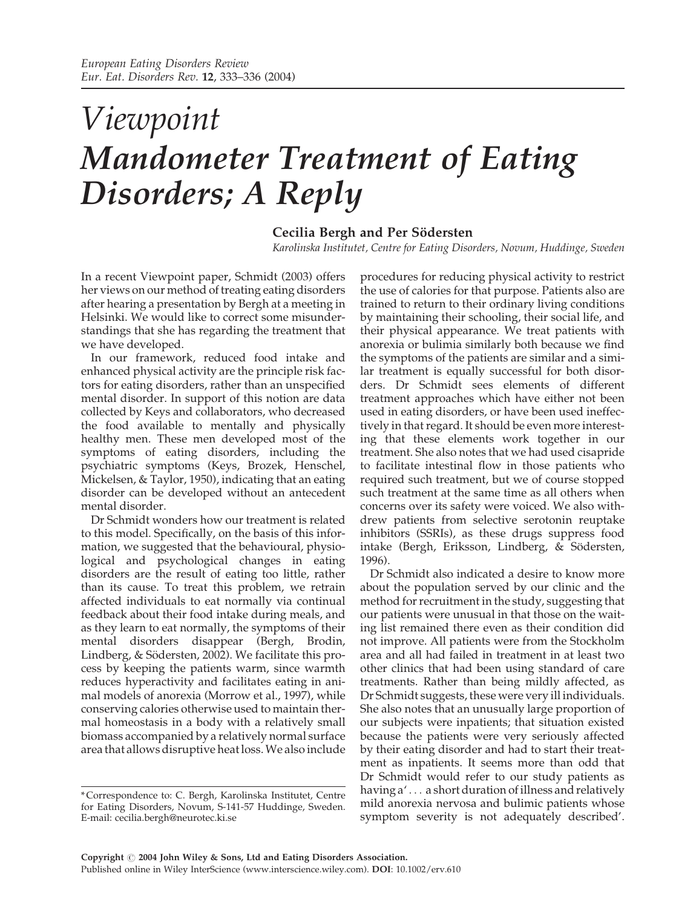# Viewpoint
# Mandometer Treatment of Eating Disorders; A Reply

**Cecilia Bergh and Per Södersten**

*Karolinska Institutet, Centre for Eating Disorders, Novum, Huddinge, Sweden*

In a recent Viewpoint paper, Schmidt (2003) offers her views on our method of treating eating disorders after hearing a presentation by Bergh at a meeting in Helsinki. We would like to correct some misunderstandings that she has regarding the treatment that we have developed.

In our framework, reduced food intake and enhanced physical activity are the principle risk factors for eating disorders, rather than an unspecified mental disorder. In support of this notion are data collected by Keys and collaborators, who decreased the food available to mentally and physically healthy men. These men developed most of the symptoms of eating disorders, including the psychiatric symptoms (Keys, Brozek, Henschel, Mickelsen, & Taylor, 1950), indicating that an eating disorder can be developed without an antecedent mental disorder.

Dr Schmidt wonders how our treatment is related to this model. Specifically, on the basis of this information, we suggested that the behavioural, physiological and psychological changes in eating disorders are the result of eating too little, rather than its cause. To treat this problem, we retrain affected individuals to eat normally via continual feedback about their food intake during meals, and as they learn to eat normally, the symptoms of their mental disorders disappear (Bergh, Brodin, Lindberg, & Södersten, 2002). We facilitate this process by keeping the patients warm, since warmth reduces hyperactivity and facilitates eating in animal models of anorexia (Morrow et al., 1997), while conserving calories otherwise used to maintain thermal homeostasis in a body with a relatively small biomass accompanied by a relatively normal surface area that allows disruptive heat loss. We also include procedures for reducing physical activity to restrict the use of calories for that purpose. Patients also are trained to return to their ordinary living conditions by maintaining their schooling, their social life, and their physical appearance. We treat patients with anorexia or bulimia similarly both because we find the symptoms of the patients are similar and a similar treatment is equally successful for both disorders. Dr Schmidt sees elements of different treatment approaches which have either not been used in eating disorders, or have been used ineffectively in that regard. It should be even more interesting that these elements work together in our treatment. She also notes that we had used cisapride to facilitate intestinal flow in those patients who required such treatment, but we of course stopped such treatment at the same time as all others when concerns over its safety were voiced. We also withdrew patients from selective serotonin reuptake inhibitors (SSRIs), as these drugs suppress food intake (Bergh, Eriksson, Lindberg, & Södersten, 1996).

Dr Schmidt also indicated a desire to know more about the population served by our clinic and the method for recruitment in the study, suggesting that our patients were unusual in that those on the waiting list remained there even as their condition did not improve. All patients were from the Stockholm area and all had failed in treatment in at least two other clinics that had been using standard of care treatments. Rather than being mildly affected, as Dr Schmidt suggests, these were very ill individuals. She also notes that an unusually large proportion of our subjects were inpatients; that situation existed because the patients were very seriously affected by their eating disorder and had to start their treatment as inpatients. It seems more than odd that Dr Schmidt would refer to our study patients as having a' . . . a short duration of illness and relatively mild anorexia nervosa and bulimic patients whose symptom severity is not adequately described'.

*Correspondence to: C. Bergh, Karolinska Institutet, Centre for Eating Disorders, Novum, S-141-57 Huddinge, Sweden. E-mail: cecilia.bergh@neurotec.ki.se

**Copyright © 2004 John Wiley & Sons, Ltd and Eating Disorders Association.**
Published online in Wiley InterScience (www.interscience.wiley.com). **DOI**: 10.1002/erv.610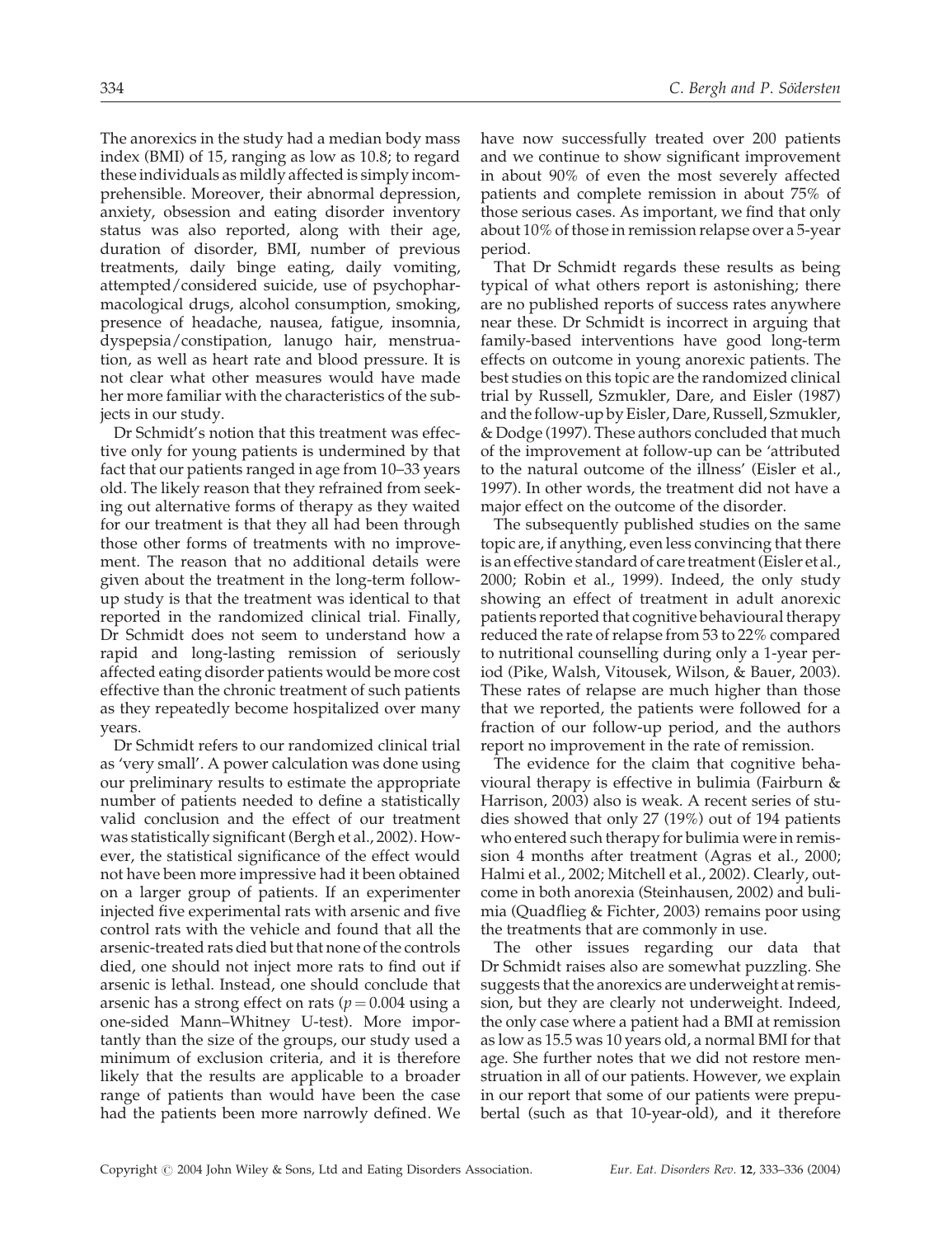The anorexics in the study had a median body mass index (BMI) of 15, ranging as low as 10.8; to regard these individuals as mildly affected is simply incomprehensible. Moreover, their abnormal depression, anxiety, obsession and eating disorder inventory status was also reported, along with their age, duration of disorder, BMI, number of previous treatments, daily binge eating, daily vomiting, attempted/considered suicide, use of psychopharmacological drugs, alcohol consumption, smoking, presence of headache, nausea, fatigue, insomnia, dyspepsia/constipation, lanugo hair, menstruation, as well as heart rate and blood pressure. It is not clear what other measures would have made her more familiar with the characteristics of the subjects in our study.

Dr Schmidt's notion that this treatment was effective only for young patients is undermined by that fact that our patients ranged in age from 10–33 years old. The likely reason that they refrained from seeking out alternative forms of therapy as they waited for our treatment is that they all had been through those other forms of treatments with no improvement. The reason that no additional details were given about the treatment in the long-term follow-up study is that the treatment was identical to that reported in the randomized clinical trial. Finally, Dr Schmidt does not seem to understand how a rapid and long-lasting remission of seriously affected eating disorder patients would be more cost effective than the chronic treatment of such patients as they repeatedly become hospitalized over many years.

Dr Schmidt refers to our randomized clinical trial as 'very small'. A power calculation was done using our preliminary results to estimate the appropriate number of patients needed to define a statistically valid conclusion and the effect of our treatment was statistically significant (Bergh et al., 2002). However, the statistical significance of the effect would not have been more impressive had it been obtained on a larger group of patients. If an experimenter injected five experimental rats with arsenic and five control rats with the vehicle and found that all the arsenic-treated rats died but that none of the controls died, one should not inject more rats to find out if arsenic is lethal. Instead, one should conclude that arsenic has a strong effect on rats ($p = 0.004$ using a one-sided Mann–Whitney U-test). More importantly than the size of the groups, our study used a minimum of exclusion criteria, and it is therefore likely that the results are applicable to a broader range of patients than would have been the case had the patients been more narrowly defined. We have now successfully treated over 200 patients and we continue to show significant improvement in about 90% of even the most severely affected patients and complete remission in about 75% of those serious cases. As important, we find that only about 10% of those in remission relapse over a 5-year period.

That Dr Schmidt regards these results as being typical of what others report is astonishing; there are no published reports of success rates anywhere near these. Dr Schmidt is incorrect in arguing that family-based interventions have good long-term effects on outcome in young anorexic patients. The best studies on this topic are the randomized clinical trial by Russell, Szmukler, Dare, and Eisler (1987) and the follow-up by Eisler, Dare, Russell, Szmukler, & Dodge (1997). These authors concluded that much of the improvement at follow-up can be 'attributed to the natural outcome of the illness' (Eisler et al., 1997). In other words, the treatment did not have a major effect on the outcome of the disorder.

The subsequently published studies on the same topic are, if anything, even less convincing that there is an effective standard of care treatment (Eisler et al., 2000; Robin et al., 1999). Indeed, the only study showing an effect of treatment in adult anorexic patients reported that cognitive behavioural therapy reduced the rate of relapse from 53 to 22% compared to nutritional counselling during only a 1-year period (Pike, Walsh, Vitousek, Wilson, & Bauer, 2003). These rates of relapse are much higher than those that we reported, the patients were followed for a fraction of our follow-up period, and the authors report no improvement in the rate of remission.

The evidence for the claim that cognitive behavioural therapy is effective in bulimia (Fairburn & Harrison, 2003) also is weak. A recent series of studies showed that only 27 (19%) out of 194 patients who entered such therapy for bulimia were in remission 4 months after treatment (Agras et al., 2000; Halmi et al., 2002; Mitchell et al., 2002). Clearly, outcome in both anorexia (Steinhausen, 2002) and bulimia (Quadflieg & Fichter, 2003) remains poor using the treatments that are commonly in use.

The other issues regarding our data that Dr Schmidt raises also are somewhat puzzling. She suggests that the anorexics are underweight at remission, but they are clearly not underweight. Indeed, the only case where a patient had a BMI at remission as low as 15.5 was 10 years old, a normal BMI for that age. She further notes that we did not restore menstruation in all of our patients. However, we explain in our report that some of our patients were prepubertal (such as that 10-year-old), and it therefore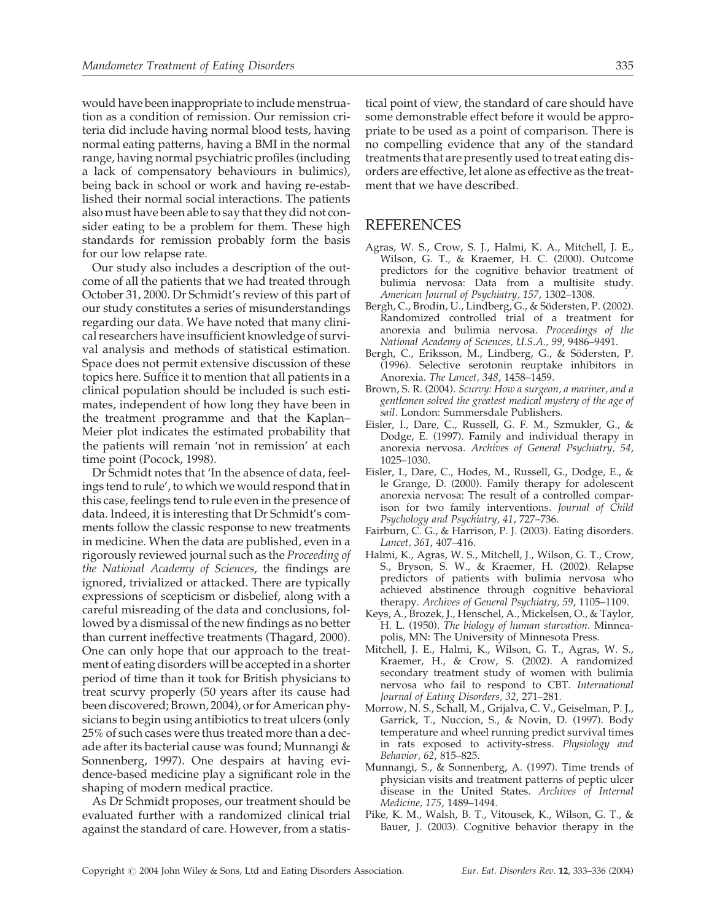would have been inappropriate to include menstruation as a condition of remission. Our remission criteria did include having normal blood tests, having normal eating patterns, having a BMI in the normal range, having normal psychiatric profiles (including a lack of compensatory behaviours in bulimics), being back in school or work and having re-established their normal social interactions. The patients also must have been able to say that they did not consider eating to be a problem for them. These high standards for remission probably form the basis for our low relapse rate.

Our study also includes a description of the outcome of all the patients that we had treated through October 31, 2000. Dr Schmidt's review of this part of our study constitutes a series of misunderstandings regarding our data. We have noted that many clinical researchers have insufficient knowledge of survival analysis and methods of statistical estimation. Space does not permit extensive discussion of these topics here. Suffice it to mention that all patients in a clinical population should be included is such estimates, independent of how long they have been in the treatment programme and that the Kaplan–Meier plot indicates the estimated probability that the patients will remain 'not in remission' at each time point (Pocock, 1998).

Dr Schmidt notes that 'In the absence of data, feelings tend to rule', to which we would respond that in this case, feelings tend to rule even in the presence of data. Indeed, it is interesting that Dr Schmidt's comments follow the classic response to new treatments in medicine. When the data are published, even in a rigorously reviewed journal such as the *Proceeding of the National Academy of Sciences*, the findings are ignored, trivialized or attacked. There are typically expressions of scepticism or disbelief, along with a careful misreading of the data and conclusions, followed by a dismissal of the new findings as no better than current ineffective treatments (Thagard, 2000). One can only hope that our approach to the treatment of eating disorders will be accepted in a shorter period of time than it took for British physicians to treat scurvy properly (50 years after its cause had been discovered; Brown, 2004), or for American physicians to begin using antibiotics to treat ulcers (only 25% of such cases were thus treated more than a decade after its bacterial cause was found; Munnangi & Sonnenberg, 1997). One despairs at having evidence-based medicine play a significant role in the shaping of modern medical practice.

As Dr Schmidt proposes, our treatment should be evaluated further with a randomized clinical trial against the standard of care. However, from a statistical point of view, the standard of care should have some demonstrable effect before it would be appropriate to be used as a point of comparison. There is no compelling evidence that any of the standard treatments that are presently used to treat eating disorders are effective, let alone as effective as the treatment that we have described.

## REFERENCES

Agras, W. S., Crow, S. J., Halmi, K. A., Mitchell, J. E., Wilson, G. T., & Kraemer, H. C. (2000). Outcome predictors for the cognitive behavior treatment of bulimia nervosa: Data from a multisite study. *American Journal of Psychiatry, 157*, 1302–1308.

Bergh, C., Brodin, U., Lindberg, G., & Södersten, P. (2002). Randomized controlled trial of a treatment for anorexia and bulimia nervosa. *Proceedings of the National Academy of Sciences, U.S.A., 99*, 9486–9491.

Bergh, C., Eriksson, M., Lindberg, G., & Södersten, P. (1996). Selective serotonin reuptake inhibitors in Anorexia. *The Lancet, 348*, 1458–1459.

Brown, S. R. (2004). *Scurvy: How a surgeon, a mariner, and a gentlemen solved the greatest medical mystery of the age of sail*. London: Summersdale Publishers.

Eisler, I., Dare, C., Russell, G. F. M., Szmukler, G., & Dodge, E. (1997). Family and individual therapy in anorexia nervosa. *Archives of General Psychiatry, 54*, 1025–1030.

Eisler, I., Dare, C., Hodes, M., Russell, G., Dodge, E., & le Grange, D. (2000). Family therapy for adolescent anorexia nervosa: The result of a controlled comparison for two family interventions. *Journal of Child Psychology and Psychiatry, 41*, 727–736.

Fairburn, C. G., & Harrison, P. J. (2003). Eating disorders. *Lancet, 361*, 407–416.

Halmi, K., Agras, W. S., Mitchell, J., Wilson, G. T., Crow, S., Bryson, S. W., & Kraemer, H. (2002). Relapse predictors of patients with bulimia nervosa who achieved abstinence through cognitive behavioral therapy. *Archives of General Psychiatry, 59*, 1105–1109.

Keys, A., Brozek, J., Henschel, A., Mickelsen, O., & Taylor, H. L. (1950). *The biology of human starvation*. Minneapolis, MN: The University of Minnesota Press.

Mitchell, J. E., Halmi, K., Wilson, G. T., Agras, W. S., Kraemer, H., & Crow, S. (2002). A randomized secondary treatment study of women with bulimia nervosa who fail to respond to CBT. *International Journal of Eating Disorders, 32*, 271–281.

Morrow, N. S., Schall, M., Grijalva, C. V., Geiselman, P. J., Garrick, T., Nuccion, S., & Novin, D. (1997). Body temperature and wheel running predict survival times in rats exposed to activity-stress. *Physiology and Behavior, 62*, 815–825.

Munnangi, S., & Sonnenberg, A. (1997). Time trends of physician visits and treatment patterns of peptic ulcer disease in the United States. *Archives of Internal Medicine, 175*, 1489–1494.

Pike, K. M., Walsh, B. T., Vitousek, K., Wilson, G. T., & Bauer, J. (2003). Cognitive behavior therapy in the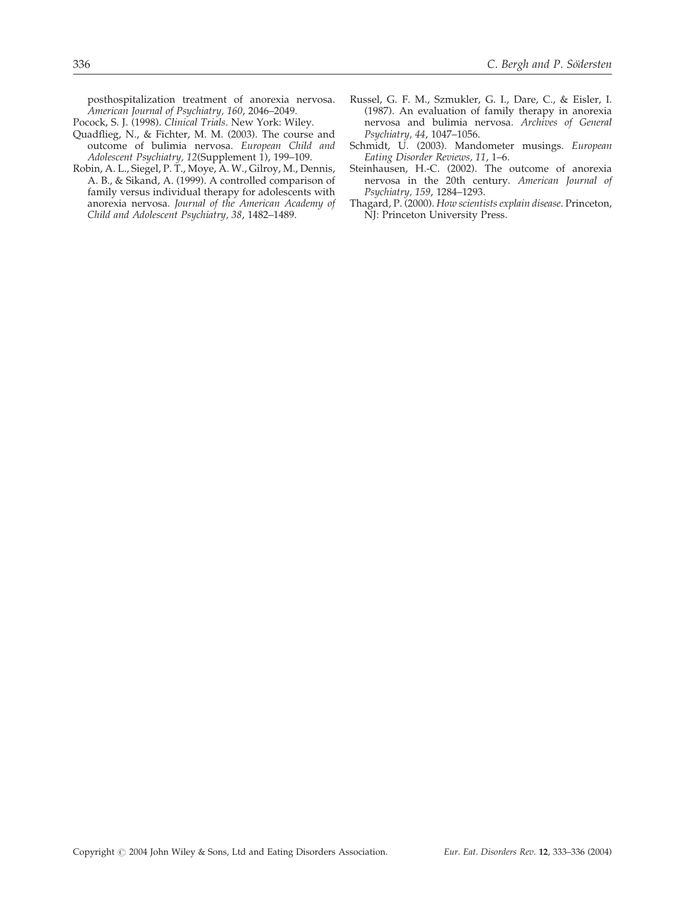posthospitalization treatment of anorexia nervosa. *American Journal of Psychiatry, 160*, 2046–2049.

Pocock, S. J. (1998). *Clinical Trials*. New York: Wiley.

Quadflieg, N., & Fichter, M. M. (2003). The course and outcome of bulimia nervosa. *European Child and Adolescent Psychiatry, 12*(Supplement 1), 199–109.

Robin, A. L., Siegel, P. T., Moye, A. W., Gilroy, M., Dennis, A. B., & Sikand, A. (1999). A controlled comparison of family versus individual therapy for adolescents with anorexia nervosa. *Journal of the American Academy of Child and Adolescent Psychiatry, 38*, 1482–1489.

Russel, G. F. M., Szmukler, G. I., Dare, C., & Eisler, I. (1987). An evaluation of family therapy in anorexia nervosa and bulimia nervosa. *Archives of General Psychiatry, 44*, 1047–1056.

Schmidt, U. (2003). Mandometer musings. *European Eating Disorder Reviews, 11*, 1–6.

Steinhausen, H.-C. (2002). The outcome of anorexia nervosa in the 20th century. *American Journal of Psychiatry, 159*, 1284–1293.

Thagard, P. (2000). *How scientists explain disease*. Princeton, NJ: Princeton University Press.